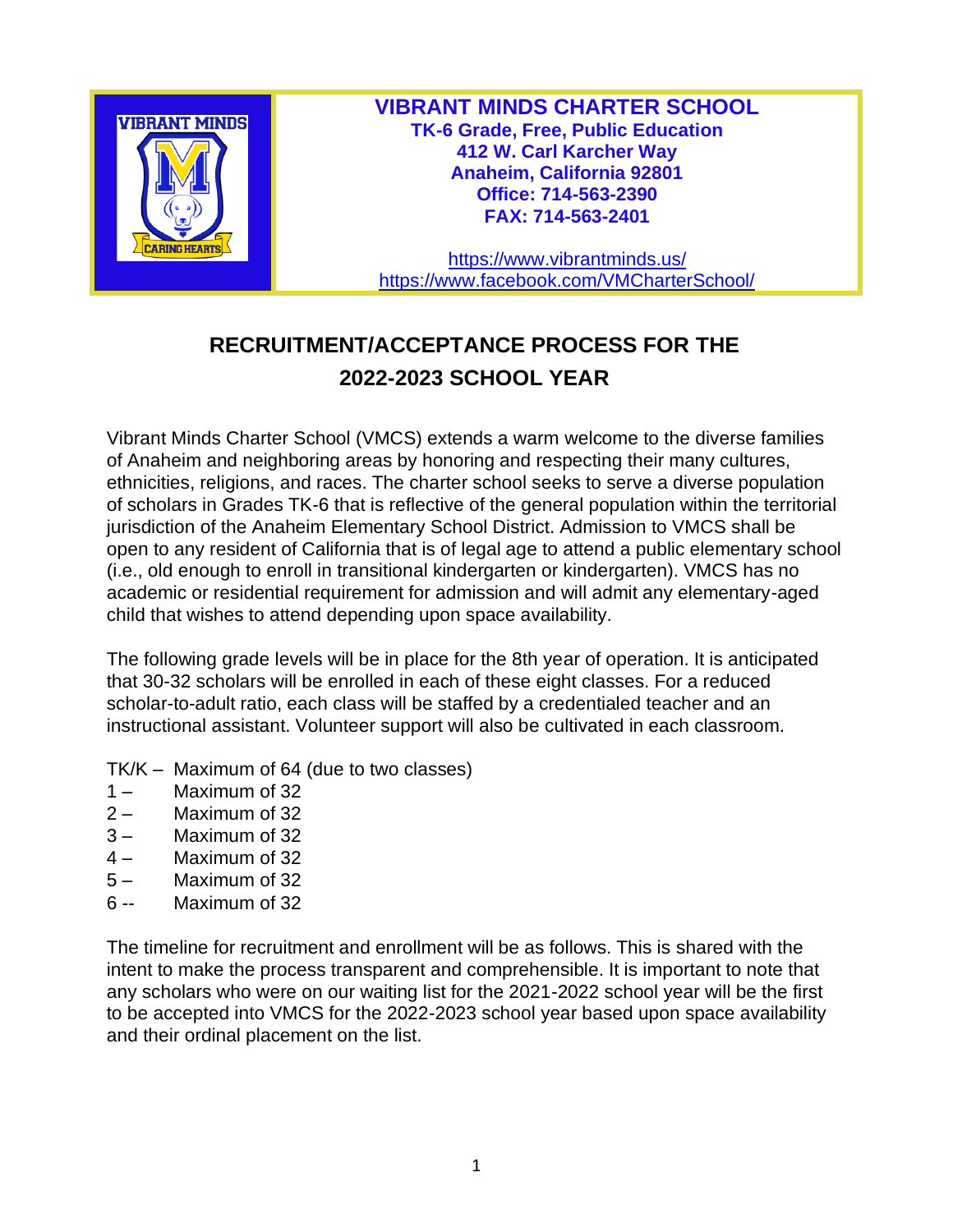**VIBRANT MINDS CHARTER SCHOOL**
**TK-6 Grade, Free, Public Education**
**412 W. Carl Karcher Way**
**Anaheim, California 92801**
**Office: 714-563-2390**
**FAX: 714-563-2401**

https://www.vibrantminds.us/
https://www.facebook.com/VMCharterSchool/

# RECRUITMENT/ACCEPTANCE PROCESS FOR THE 2022-2023 SCHOOL YEAR

Vibrant Minds Charter School (VMCS) extends a warm welcome to the diverse families of Anaheim and neighboring areas by honoring and respecting their many cultures, ethnicities, religions, and races. The charter school seeks to serve a diverse population of scholars in Grades TK-6 that is reflective of the general population within the territorial jurisdiction of the Anaheim Elementary School District. Admission to VMCS shall be open to any resident of California that is of legal age to attend a public elementary school (i.e., old enough to enroll in transitional kindergarten or kindergarten). VMCS has no academic or residential requirement for admission and will admit any elementary-aged child that wishes to attend depending upon space availability.

The following grade levels will be in place for the 8th year of operation. It is anticipated that 30-32 scholars will be enrolled in each of these eight classes. For a reduced scholar-to-adult ratio, each class will be staffed by a credentialed teacher and an instructional assistant. Volunteer support will also be cultivated in each classroom.

TK/K – Maximum of 64 (due to two classes)
1 – Maximum of 32
2 – Maximum of 32
3 – Maximum of 32
4 – Maximum of 32
5 – Maximum of 32
6 -- Maximum of 32

The timeline for recruitment and enrollment will be as follows. This is shared with the intent to make the process transparent and comprehensible. It is important to note that any scholars who were on our waiting list for the 2021-2022 school year will be the first to be accepted into VMCS for the 2022-2023 school year based upon space availability and their ordinal placement on the list.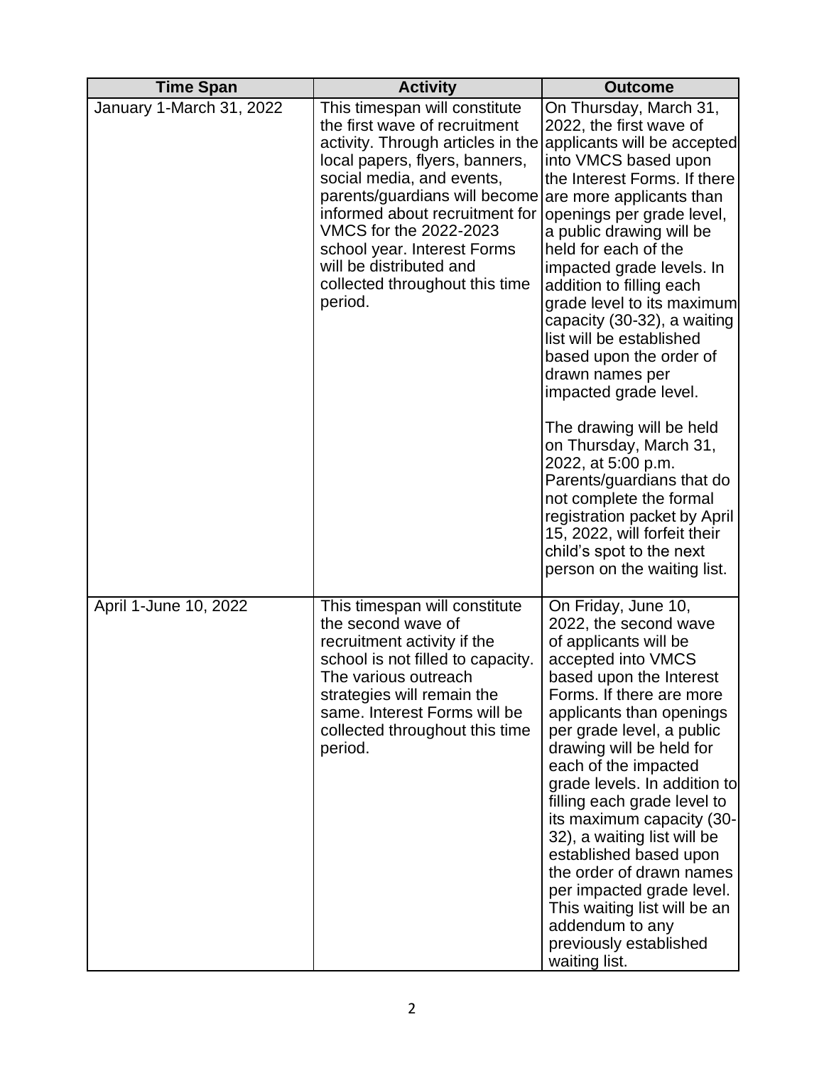| Time Span | Activity | Outcome |
| --- | --- | --- |
| January 1-March 31, 2022 | This timespan will constitute the first wave of recruitment activity. Through articles in the local papers, flyers, banners, social media, and events, parents/guardians will become informed about recruitment for VMCS for the 2022-2023 school year. Interest Forms will be distributed and collected throughout this time period. | On Thursday, March 31, 2022, the first wave of applicants will be accepted into VMCS based upon the Interest Forms. If there are more applicants than openings per grade level, a public drawing will be held for each of the impacted grade levels. In addition to filling each grade level to its maximum capacity (30-32), a waiting list will be established based upon the order of drawn names per impacted grade level.<br><br>The drawing will be held on Thursday, March 31, 2022, at 5:00 p.m. Parents/guardians that do not complete the formal registration packet by April 15, 2022, will forfeit their child's spot to the next person on the waiting list. |
| April 1-June 10, 2022 | This timespan will constitute the second wave of recruitment activity if the school is not filled to capacity. The various outreach strategies will remain the same. Interest Forms will be collected throughout this time period. | On Friday, June 10, 2022, the second wave of applicants will be accepted into VMCS based upon the Interest Forms. If there are more applicants than openings per grade level, a public drawing will be held for each of the impacted grade levels. In addition to filling each grade level to its maximum capacity (30-32), a waiting list will be established based upon the order of drawn names per impacted grade level. This waiting list will be an addendum to any previously established waiting list. |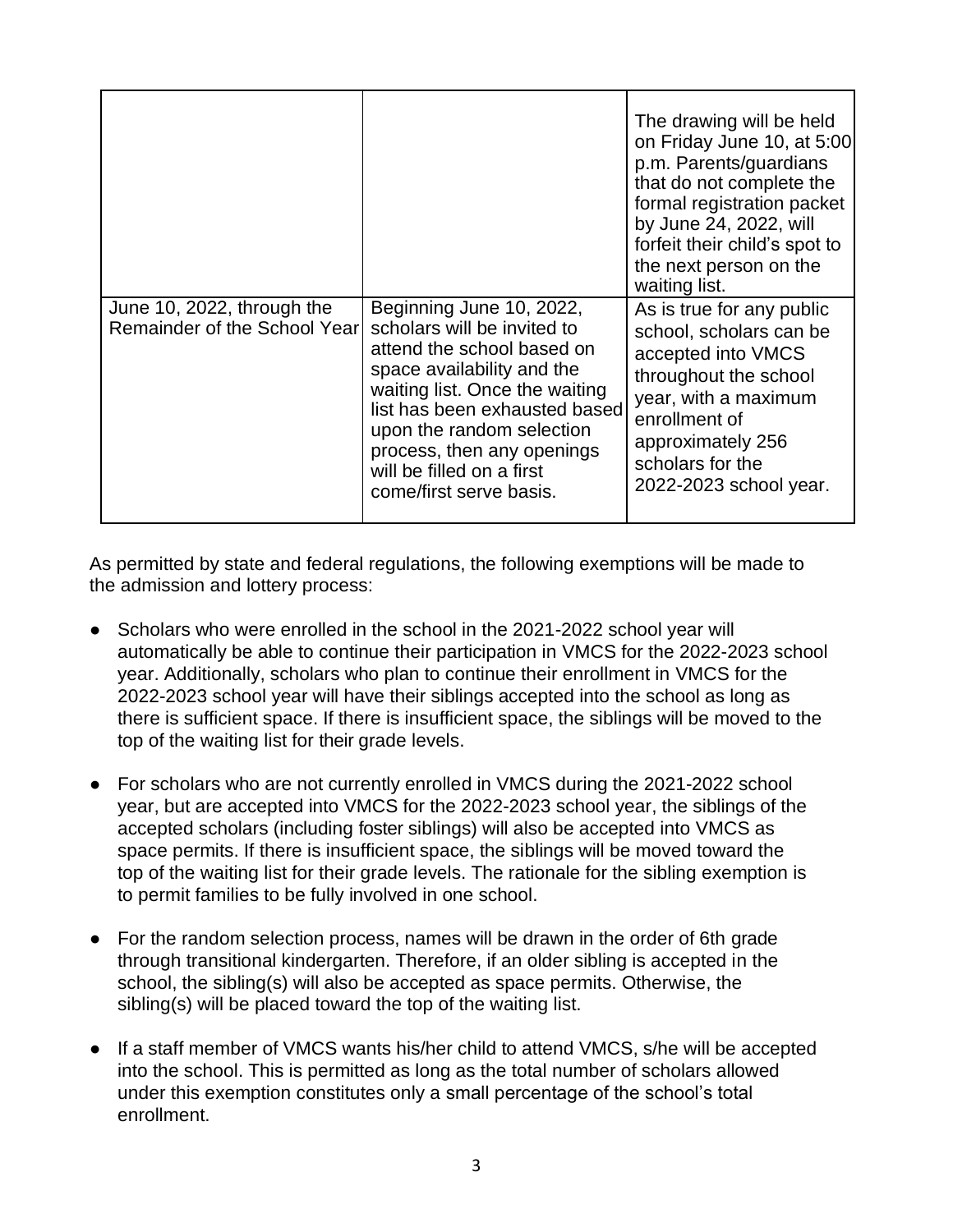| | | |
|---|---|---|
| | | The drawing will be held on Friday June 10, at 5:00 p.m. Parents/guardians that do not complete the formal registration packet by June 24, 2022, will forfeit their child's spot to the next person on the waiting list. |
| June 10, 2022, through the Remainder of the School Year | Beginning June 10, 2022, scholars will be invited to attend the school based on space availability and the waiting list. Once the waiting list has been exhausted based upon the random selection process, then any openings will be filled on a first come/first serve basis. | As is true for any public school, scholars can be accepted into VMCS throughout the school year, with a maximum enrollment of approximately 256 scholars for the 2022-2023 school year. |

As permitted by state and federal regulations, the following exemptions will be made to the admission and lottery process:

- Scholars who were enrolled in the school in the 2021-2022 school year will automatically be able to continue their participation in VMCS for the 2022-2023 school year. Additionally, scholars who plan to continue their enrollment in VMCS for the 2022-2023 school year will have their siblings accepted into the school as long as there is sufficient space. If there is insufficient space, the siblings will be moved to the top of the waiting list for their grade levels.

- For scholars who are not currently enrolled in VMCS during the 2021-2022 school year, but are accepted into VMCS for the 2022-2023 school year, the siblings of the accepted scholars (including foster siblings) will also be accepted into VMCS as space permits. If there is insufficient space, the siblings will be moved toward the top of the waiting list for their grade levels. The rationale for the sibling exemption is to permit families to be fully involved in one school.

- For the random selection process, names will be drawn in the order of 6th grade through transitional kindergarten. Therefore, if an older sibling is accepted in the school, the sibling(s) will also be accepted as space permits. Otherwise, the sibling(s) will be placed toward the top of the waiting list.

- If a staff member of VMCS wants his/her child to attend VMCS, s/he will be accepted into the school. This is permitted as long as the total number of scholars allowed under this exemption constitutes only a small percentage of the school's total enrollment.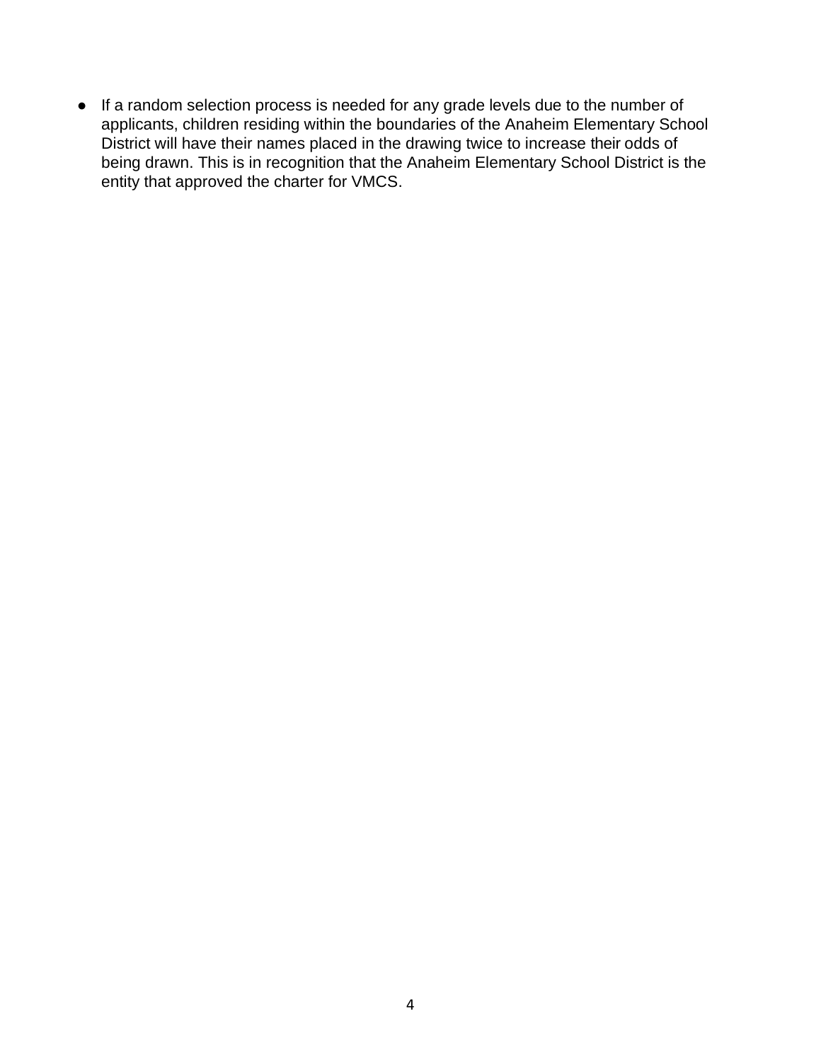- If a random selection process is needed for any grade levels due to the number of applicants, children residing within the boundaries of the Anaheim Elementary School District will have their names placed in the drawing twice to increase their odds of being drawn. This is in recognition that the Anaheim Elementary School District is the entity that approved the charter for VMCS.